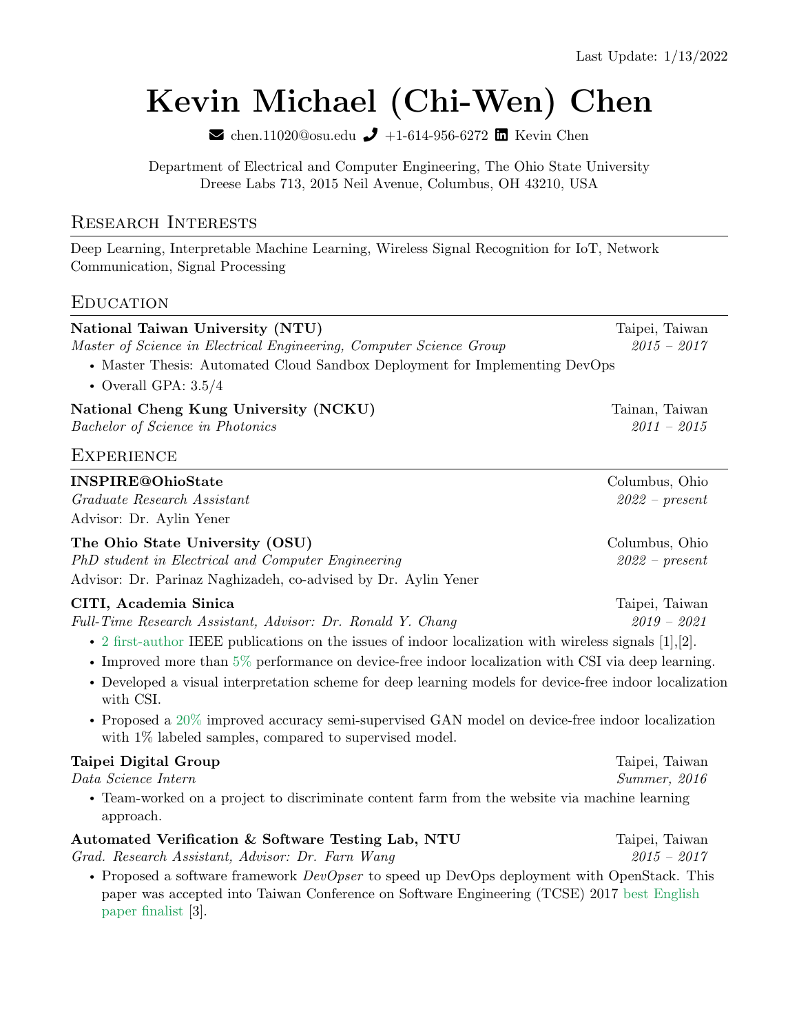Last Update: 1/13/2022

# Kevin Michael (Chi-Wen) Chen

chen.11020@osu.edu | +1-614-956-6272 | Kevin Chen

Department of Electrical and Computer Engineering, The Ohio State University
Dreese Labs 713, 2015 Neil Avenue, Columbus, OH 43210, USA

## Research Interests

Deep Learning, Interpretable Machine Learning, Wireless Signal Recognition for IoT, Network Communication, Signal Processing

## Education

**National Taiwan University (NTU)** — Taipei, Taiwan
*Master of Science in Electrical Engineering, Computer Science Group* — *2015 – 2017*

- Master Thesis: Automated Cloud Sandbox Deployment for Implementing DevOps
- Overall GPA: 3.5/4

**National Cheng Kung University (NCKU)** — Tainan, Taiwan
*Bachelor of Science in Photonics* — *2011 – 2015*

## Experience

**INSPIRE@OhioState** — Columbus, Ohio
*Graduate Research Assistant* — *2022 – present*
Advisor: Dr. Aylin Yener

**The Ohio State University (OSU)** — Columbus, Ohio
*PhD student in Electrical and Computer Engineering* — *2022 – present*
Advisor: Dr. Parinaz Naghizadeh, co-advised by Dr. Aylin Yener

**CITI, Academia Sinica** — Taipei, Taiwan
*Full-Time Research Assistant, Advisor: Dr. Ronald Y. Chang* — *2019 – 2021*

- 2 first-author IEEE publications on the issues of indoor localization with wireless signals [1],[2].
- Improved more than 5% performance on device-free indoor localization with CSI via deep learning.
- Developed a visual interpretation scheme for deep learning models for device-free indoor localization with CSI.
- Proposed a 20% improved accuracy semi-supervised GAN model on device-free indoor localization with 1% labeled samples, compared to supervised model.

**Taipei Digital Group** — Taipei, Taiwan
*Data Science Intern* — *Summer, 2016*

- Team-worked on a project to discriminate content farm from the website via machine learning approach.

**Automated Verification & Software Testing Lab, NTU** — Taipei, Taiwan
*Grad. Research Assistant, Advisor: Dr. Farn Wang* — *2015 – 2017*

- Proposed a software framework *DevOpser* to speed up DevOps deployment with OpenStack. This paper was accepted into Taiwan Conference on Software Engineering (TCSE) 2017 best English paper finalist [3].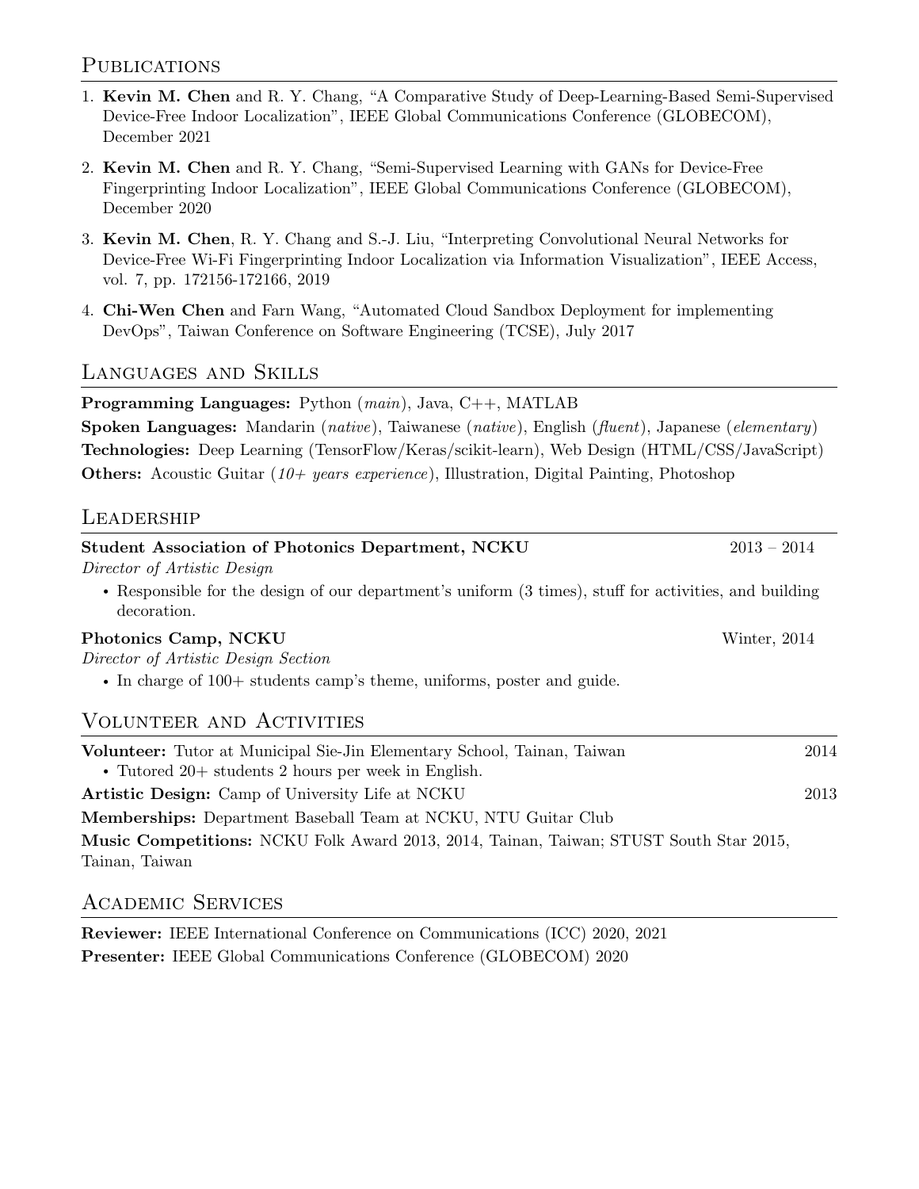## Publications

1. **Kevin M. Chen** and R. Y. Chang, "A Comparative Study of Deep-Learning-Based Semi-Supervised Device-Free Indoor Localization", IEEE Global Communications Conference (GLOBECOM), December 2021
2. **Kevin M. Chen** and R. Y. Chang, "Semi-Supervised Learning with GANs for Device-Free Fingerprinting Indoor Localization", IEEE Global Communications Conference (GLOBECOM), December 2020
3. **Kevin M. Chen**, R. Y. Chang and S.-J. Liu, "Interpreting Convolutional Neural Networks for Device-Free Wi-Fi Fingerprinting Indoor Localization via Information Visualization", IEEE Access, vol. 7, pp. 172156-172166, 2019
4. **Chi-Wen Chen** and Farn Wang, "Automated Cloud Sandbox Deployment for implementing DevOps", Taiwan Conference on Software Engineering (TCSE), July 2017

## Languages and Skills

**Programming Languages:** Python (*main*), Java, C++, MATLAB
**Spoken Languages:** Mandarin (*native*), Taiwanese (*native*), English (*fluent*), Japanese (*elementary*)
**Technologies:** Deep Learning (TensorFlow/Keras/scikit-learn), Web Design (HTML/CSS/JavaScript)
**Others:** Acoustic Guitar (*10+ years experience*), Illustration, Digital Painting, Photoshop

## Leadership

**Student Association of Photonics Department, NCKU** 2013 – 2014
*Director of Artistic Design*

- Responsible for the design of our department's uniform (3 times), stuff for activities, and building decoration.

**Photonics Camp, NCKU** Winter, 2014
*Director of Artistic Design Section*

- In charge of 100+ students camp's theme, uniforms, poster and guide.

## Volunteer and Activities

**Volunteer:** Tutor at Municipal Sie-Jin Elementary School, Tainan, Taiwan 2014

- Tutored 20+ students 2 hours per week in English.

**Artistic Design:** Camp of University Life at NCKU 2013
**Memberships:** Department Baseball Team at NCKU, NTU Guitar Club
**Music Competitions:** NCKU Folk Award 2013, 2014, Tainan, Taiwan; STUST South Star 2015, Tainan, Taiwan

## Academic Services

**Reviewer:** IEEE International Conference on Communications (ICC) 2020, 2021
**Presenter:** IEEE Global Communications Conference (GLOBECOM) 2020